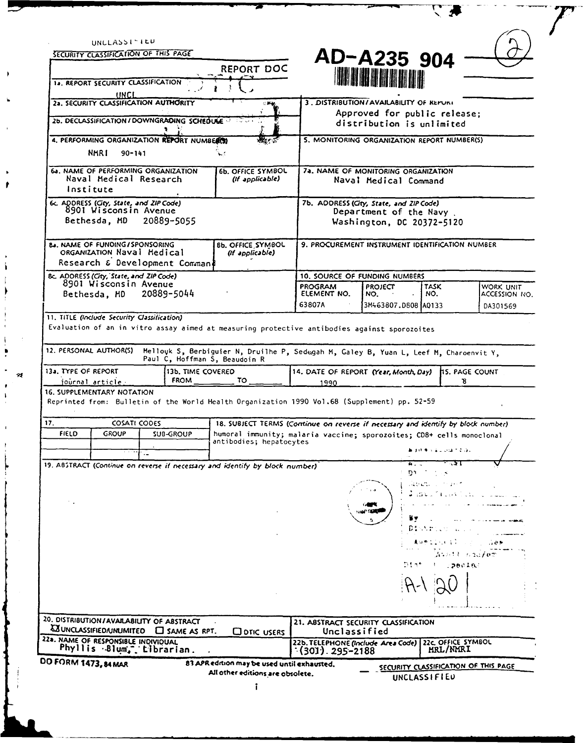UNCLASSIFIED

SECURITY CLASSIFICATION OF THIS PAGE

# AD-A235 904

## REPORT DOCUMENTATION PAGE

| | |
|---|---|
| 1a. REPORT SECURITY CLASSIFICATION UNCL | |
| 2a. SECURITY CLASSIFICATION AUTHORITY | 3. DISTRIBUTION/AVAILABILITY OF REPORT Approved for public release; distribution is unlimited |
| 2b. DECLASSIFICATION / DOWNGRADING SCHEDULE | |
| 4. PERFORMING ORGANIZATION REPORT NUMBER(S) NMRI 90-141 | 5. MONITORING ORGANIZATION REPORT NUMBER(S) |
| 6a. NAME OF PERFORMING ORGANIZATION Naval Medical Research Institute — 6b. OFFICE SYMBOL (If applicable) | 7a. NAME OF MONITORING ORGANIZATION Naval Medical Command |
| 6c. ADDRESS (City, State, and ZIP Code) 8901 Wisconsin Avenue Bethesda, MD 20889-5055 | 7b. ADDRESS (City, State, and ZIP Code) Department of the Navy Washington, DC 20372-5120 |
| 8a. NAME OF FUNDING/SPONSORING ORGANIZATION Naval Medical Research & Development Command — 8b. OFFICE SYMBOL (If applicable) | 9. PROCUREMENT INSTRUMENT IDENTIFICATION NUMBER |
| 8c. ADDRESS (City, State, and ZIP Code) 8901 Wisconsin Avenue Bethesda, MD 20889-5044 | 10. SOURCE OF FUNDING NUMBERS |

| PROGRAM ELEMENT NO. | PROJECT NO. | TASK NO. | WORK UNIT ACCESSION NO. |
|---|---|---|---|
| 63807A | 3M463807.D608 | AO133 | DA301569 |

11. TITLE (Include Security Classification)
Evaluation of an in vitro assay aimed at measuring protective antibodies against sporozoites

12. PERSONAL AUTHOR(S) Mellouk S, Berbiguier N, Druilhe P, Sedegah M, Galey B, Yuan L, Leef M, Charoenvit Y, Paul C, Hoffman S, Beaudoin R

| 13a. TYPE OF REPORT | 13b. TIME COVERED | 14. DATE OF REPORT (Year, Month, Day) | 15. PAGE COUNT |
|---|---|---|---|
| journal article | FROM ____ TO ____ | 1990 | 8 |

16. SUPPLEMENTARY NOTATION
Reprinted from: Bulletin of the World Health Organization 1990 Vol.68 (Supplement) pp. 52-59

| 17. COSATI CODES | | | 18. SUBJECT TERMS (Continue on reverse if necessary and identify by block number) |
|---|---|---|---|
| FIELD | GROUP | SUB-GROUP | humoral immunity; malaria vaccine; sporozoites; CD8+ cells monoclonal antibodies; hepatocytes |

19. ABSTRACT (Continue on reverse if necessary and identify by block number)

| | |
|---|---|
| 20. DISTRIBUTION/AVAILABILITY OF ABSTRACT ☒ UNCLASSIFIED/UNLIMITED ☐ SAME AS RPT. ☐ DTIC USERS | 21. ABSTRACT SECURITY CLASSIFICATION Unclassified |
| 22a. NAME OF RESPONSIBLE INDIVIDUAL Phyllis Blum, Librarian. | 22b. TELEPHONE (Include Area Code) (301) 295-2188 — 22c. OFFICE SYMBOL MRL/NMRI |

DD FORM 1473, 84 MAR — 83 APR edition may be used until exhausted. All other editions are obsolete.

SECURITY CLASSIFICATION OF THIS PAGE
UNCLASSIFIED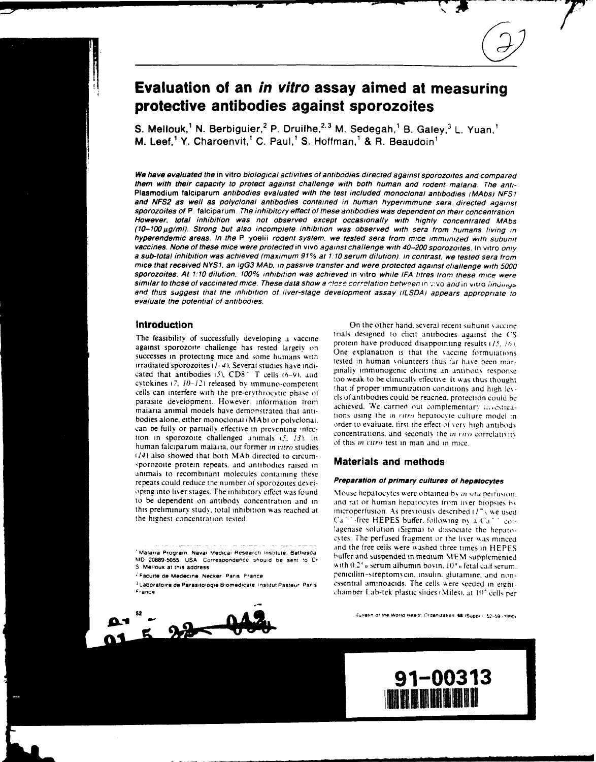# Evaluation of an *in vitro* assay aimed at measuring protective antibodies against sporozoites

S. Mellouk,[1] N. Berbiguier,[2] P. Druilhe,[2,3] M. Sedegah,[1] B. Galey,[3] L. Yuan,[1] M. Leef,[1] Y. Charoenvit,[1] C. Paul,[1] S. Hoffman,[1] & R. Beaudoin[1]

***We have evaluated the** in vitro **biological activities of antibodies directed against sporozoites and compared them with their capacity to protect against challenge with both human and rodent malaria. The anti-Plasmodium falciparum antibodies evaluated with the test included monoclonal antibodies (MAbs) NFS1 and NFS2 as well as polyclonal antibodies contained in human hyperimmune sera directed against sporozoites of P. falciparum. The inhibitory effect of these antibodies was dependent on their concentration. However, total inhibition was not observed except occasionally with highly concentrated MAbs (10–100 µg/ml). Strong but also incomplete inhibition was observed with sera from humans living in hyperendemic areas. In the P. yoelii rodent system, we tested sera from mice immunized with subunit vaccines. None of these mice were protected* in vivo *against challenge with 40–200 sporozoites. In vitro only a sub-total inhibition was achieved (maximum 91% at 1:10 serum dilution). In contrast, we tested sera from mice that received NYS1, an IgG3 MAb, in passive transfer and were protected against challenge with 5000 sporozoites. At 1:10 dilution, 100% inhibition was achieved in vitro while IFA titres from these mice were similar to those of vaccinated mice. These data show a close correlation between in vivo and in vitro findings and thus suggest that the inhibition of liver-stage development assay (ILSDA) appears appropriate to evaluate the potential of antibodies.***

## Introduction

The feasibility of successfully developing a vaccine against sporozoite challenge has rested largely on successes in protecting mice and some humans with irradiated sporozoites (*1–4*). Several studies have indicated that antibodies (*5*), CD8+ T cells (*6–9*), and cytokines (*7, 10–12*) released by immuno-competent cells can interfere with the pre-erythrocytic phase of parasite development. However, information from malaria animal models have demonstrated that antibodies alone, either monoclonal (MAb) or polyclonal, can be fully or partially effective in preventing infection in sporozoite challenged animals (*5, 13*). In human falciparum malaria, our former *in vitro* studies (*14*) also showed that both MAb directed to circum-sporozoite protein repeats, and antibodies raised in animals to recombinant molecules containing these repeats could reduce the number of sporozoites developing into liver stages. The inhibitory effect was found to be dependent on antibody concentration and in this preliminary study, total inhibition was reached at the highest concentration tested.

On the other hand, several recent subunit vaccine trials designed to elicit antibodies against the CS protein have produced disappointing results (*15, 16*). One explanation is that the vaccine formulations tested in human volunteers thus far have been marginally immunogenic eliciting an antibody response too weak to be clinically effective. It was thus thought that if proper immunization conditions and high levels of antibodies could be reached, protection could be achieved. We carried out complementary investigations using the *in vitro* hepatocyte culture model in order to evaluate, first the effect of very high antibody concentrations, and secondly the *in vivo* correlativity of this *in vitro* test in man and in mice.

## Materials and methods

### Preparation of primary cultures of hepatocytes

Mouse hepatocytes were obtained by *in situ* perfusion, and rat or human hepatocytes from liver biopsies by microperfusion. As previously described (*17*), we used $Ca^{++}$-free HEPES buffer, following by a $Ca^{++}$ collagenase solution (Sigma) to dissociate the hepatocytes. The perfused fragment or the liver was minced and the free cells were washed three times in HEPES buffer and suspended in medium MEM supplemented with 0.2% serum albumin bovin, 10% fetal calf serum, penicillin–streptomycin, insulin, glutamine, and non-essential aminoacids. The cells were seeded in eight-chamber Lab-tek plastic slides (Miles), at $10^5$ cells per

[1] Malaria Program, Naval Medical Research Institute, Bethesda, MD 20889-5055, USA. Correspondence should be sent to Dr S. Mellouk at this address.

[2] Faculte de Medecine, Necker, Paris, France.

[3] Laboratoire de Parasitologie Biomedicale, Institut Pasteur, Paris, France.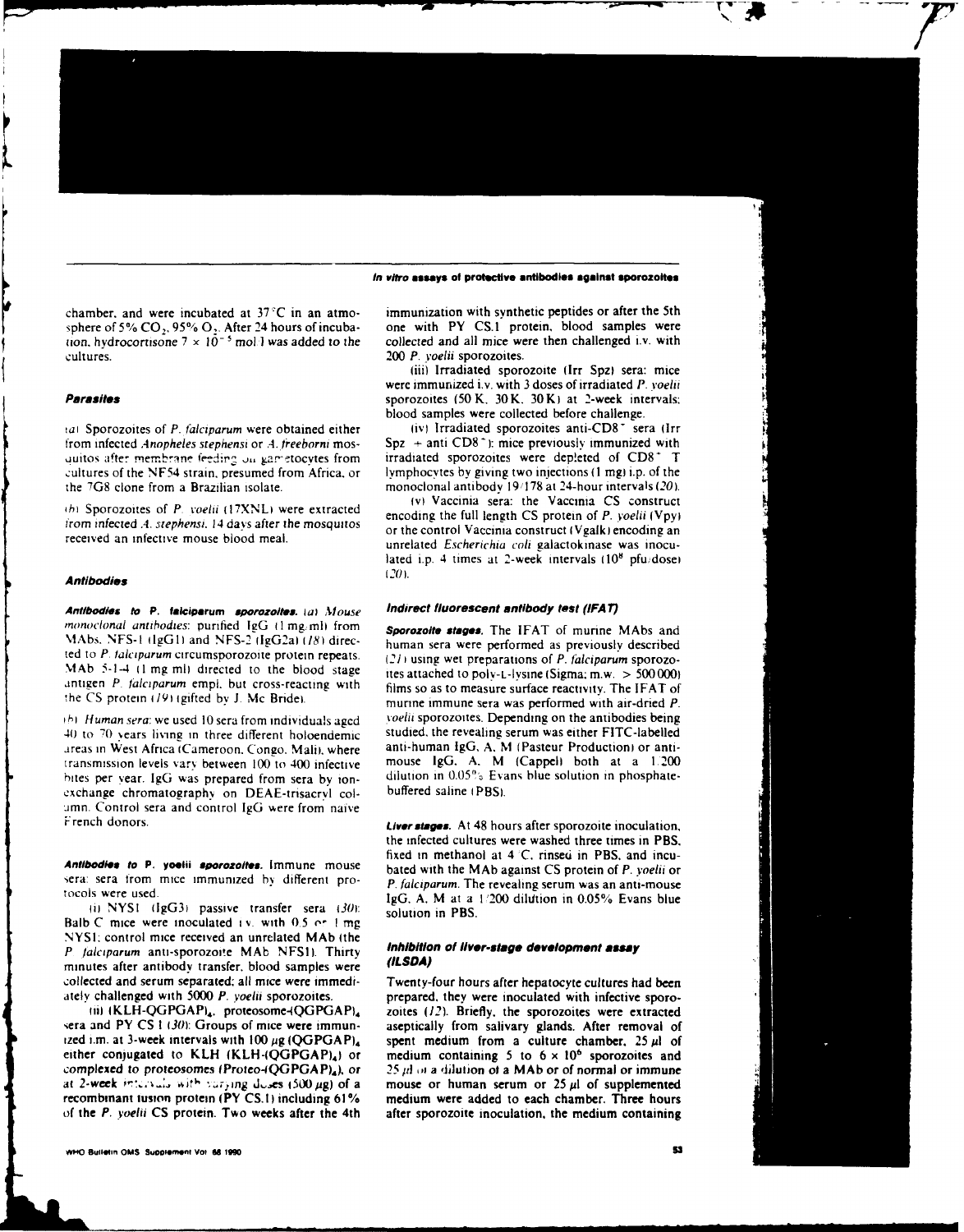chamber, and were incubated at 37 °C in an atmosphere of 5% $CO_2$, 95% $O_2$. After 24 hours of incubation, hydrocortisone $7 \times 10^{-5}$ mol/l was added to the cultures.

### Parasites

(a) Sporozoites of *P. falciparum* were obtained either from infected *Anopheles stephensi* or *A. freeborni* mosquitos after membrane feeding on gametocytes from cultures of the NF54 strain, presumed from Africa, or the 7G8 clone from a Brazilian isolate.

(b) Sporozoites of *P. yoelii* (17XNL) were extracted from infected *A. stephensi*, 14 days after the mosquitos received an infective mouse blood meal.

### Antibodies

***Antibodies to P. falciparum sporozoites.*** (a) *Mouse monoclonal antibodies*: purified IgG (1 mg/ml) from MAbs, NFS-1 (IgG1) and NFS-2 (IgG2a) (18) directed to *P. falciparum* circumsporozoite protein repeats. MAb 5-1-4 (1 mg/ml) directed to the blood stage antigen *P. falciparum* empl, but cross-reacting with the CS protein (19) (gifted by J. Mc Bride).

(b) *Human sera*: we used 10 sera from individuals aged 40 to 70 years living in three different holoendemic areas in West Africa (Cameroon, Congo, Mali), where transmission levels vary between 100 to 400 infective bites per year. IgG was prepared from sera by ion-exchange chromatography on DEAE-trisacryl column. Control sera and control IgG were from naive French donors.

***Antibodies to P. yoelii sporozoites.*** Immune mouse sera: sera from mice immunized by different protocols were used.

(i) NYS1 (IgG3) passive transfer sera (30): Balb C mice were inoculated i.v. with 0.5 or 1 mg NYS1; control mice received an unrelated MAb (the *P. falciparum* anti-sporozoite MAb NFS1). Thirty minutes after antibody transfer, blood samples were collected and serum separated; all mice were immediately challenged with 5000 *P. yoelii* sporozoites.

(ii) (KLH-QGPGAP)$_4$, proteosome-(QGPGAP)$_4$ sera and PY CS.1 (30): Groups of mice were immunized i.m. at 3-week intervals with 100 µg (QGPGAP)$_4$ either conjugated to KLH (KLH-(QGPGAP)$_4$) or complexed to proteosomes (Proteo-(QGPGAP)$_4$), or at 2-week intervals with varying doses (500 µg) of a recombinant fusion protein (PY CS.1) including 61% of the *P. yoelii* CS protein. Two weeks after the 4th immunization with synthetic peptides or after the 5th one with PY CS.1 protein, blood samples were collected and all mice were then challenged i.v. with 200 *P. yoelii* sporozoites.

(iii) Irradiated sporozoite (Irr Spz) sera: mice were immunized i.v. with 3 doses of irradiated *P. yoelii* sporozoites (50 K, 30 K, 30 K) at 2-week intervals; blood samples were collected before challenge.

(iv) Irradiated sporozoites anti-CD8$^+$ sera (Irr Spz + anti CD8$^+$): mice previously immunized with irradiated sporozoites were depleted of CD8$^+$ T lymphocytes by giving two injections (1 mg) i.p. of the monoclonal antibody 19/178 at 24-hour intervals (20).

(v) Vaccinia sera: the Vaccinia CS construct encoding the full length CS protein of *P. yoelii* (Vpy) or the control Vaccinia construct (Vgalk) encoding an unrelated *Escherichia coli* galactokinase was inoculated i.p. 4 times at 2-week intervals ($10^8$ pfu/dose) (20).

### Indirect fluorescent antibody test (IFAT)

***Sporozoite stages.*** The IFAT of murine MAbs and human sera were performed as previously described (21) using wet preparations of *P. falciparum* sporozoites attached to poly-L-lysine (Sigma; m.w. > 500 000) films so as to measure surface reactivity. The IFAT of murine immune sera was performed with air-dried *P. yoelii* sporozoites. Depending on the antibodies being studied, the revealing serum was either FITC-labelled anti-human IgG, A, M (Pasteur Production) or anti-mouse IgG, A, M (Cappel) both at a 1:200 dilution in 0.05% Evans blue solution in phosphate-buffered saline (PBS).

***Liver stages.*** At 48 hours after sporozoite inoculation, the infected cultures were washed three times in PBS, fixed in methanol at 4 °C, rinsed in PBS, and incubated with the MAb against CS protein of *P. yoelii* or *P. falciparum*. The revealing serum was an anti-mouse IgG, A, M at a 1/200 dilution in 0.05% Evans blue solution in PBS.

### Inhibition of liver-stage development assay (ILSDA)

Twenty-four hours after hepatocyte cultures had been prepared, they were inoculated with infective sporozoites (12). Briefly, the sporozoites were extracted aseptically from salivary glands. After removal of spent medium from a culture chamber, 25 µl of medium containing 5 to $6 \times 10^6$ sporozoites and 25 µl of a dilution of a MAb or of normal or immune mouse or human serum or 25 µl of supplemented medium were added to each chamber. Three hours after sporozoite inoculation, the medium containing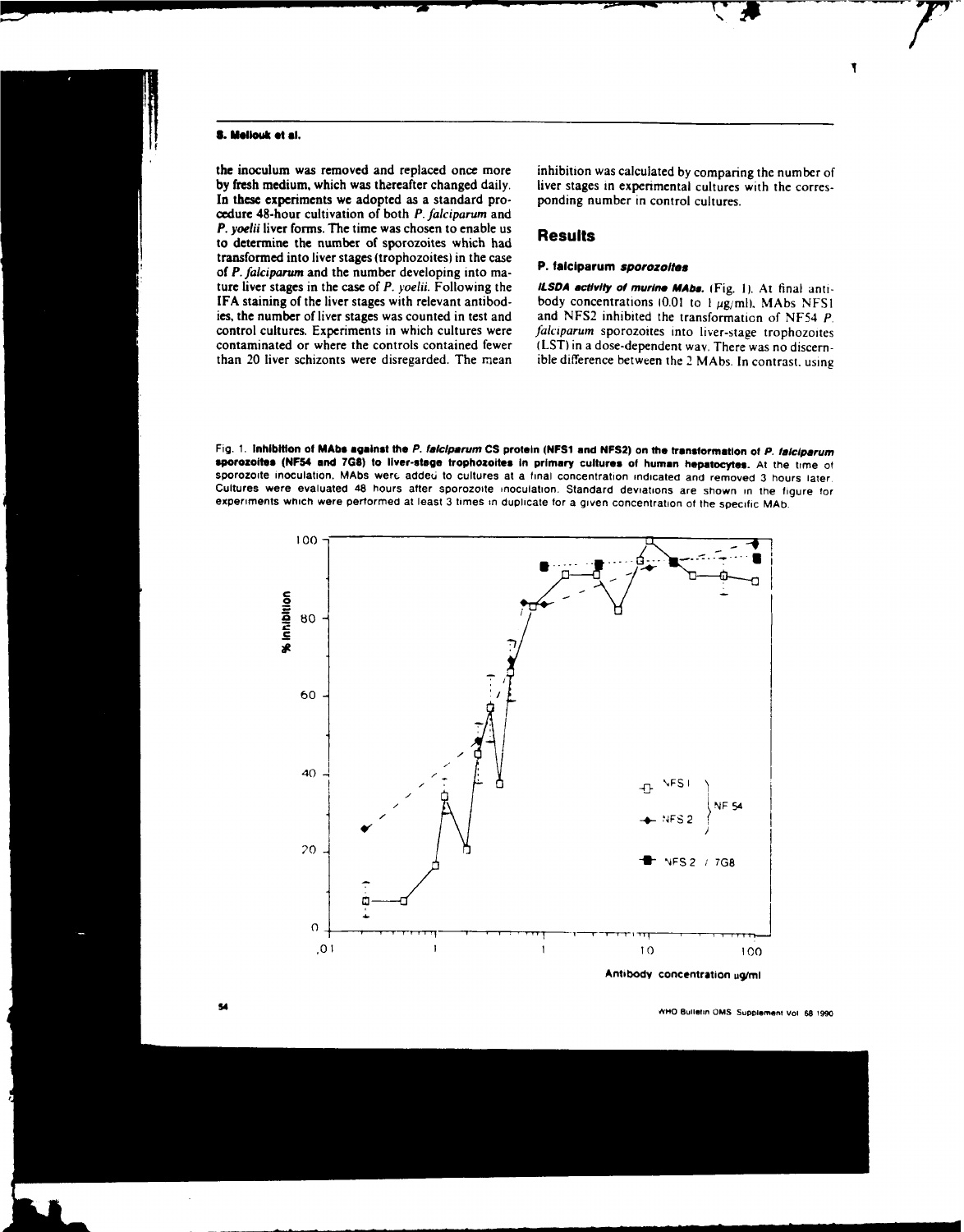the inoculum was removed and replaced once more by fresh medium, which was thereafter changed daily. In these experiments we adopted as a standard procedure 48-hour cultivation of both *P. falciparum* and *P. yoelii* liver forms. The time was chosen to enable us to determine the number of sporozoites which had transformed into liver stages (trophozoites) in the case of *P. falciparum* and the number developing into mature liver stages in the case of *P. yoelii*. Following the IFA staining of the liver stages with relevant antibodies, the number of liver stages was counted in test and control cultures. Experiments in which cultures were contaminated or where the controls contained fewer than 20 liver schizonts were disregarded. The mean inhibition was calculated by comparing the number of liver stages in experimental cultures with the corresponding number in control cultures.

## Results

### P. falciparum sporozoites

***ILSDA activity of murine MAbs.*** (Fig. 1). At final antibody concentrations (0.01 to 1 μg/ml), MAbs NFS1 and NFS2 inhibited the transformation of NF54 *P. falciparum* sporozoites into liver-stage trophozoites (LST) in a dose-dependent way. There was no discernible difference between the 2 MAbs. In contrast, using

Fig. 1. **Inhibition of MAbs against the *P. falciparum* CS protein (NFS1 and NFS2) on the transformation of *P. falciparum* sporozoites (NF54 and 7G8) to liver-stage trophozoites in primary cultures of human hepatocytes.** At the time of sporozoite inoculation, MAbs were added to cultures at a final concentration indicated and removed 3 hours later. Cultures were evaluated 48 hours after sporozoite inoculation. Standard deviations are shown in the figure for experiments which were performed at least 3 times in duplicate for a given concentration of the specific MAb.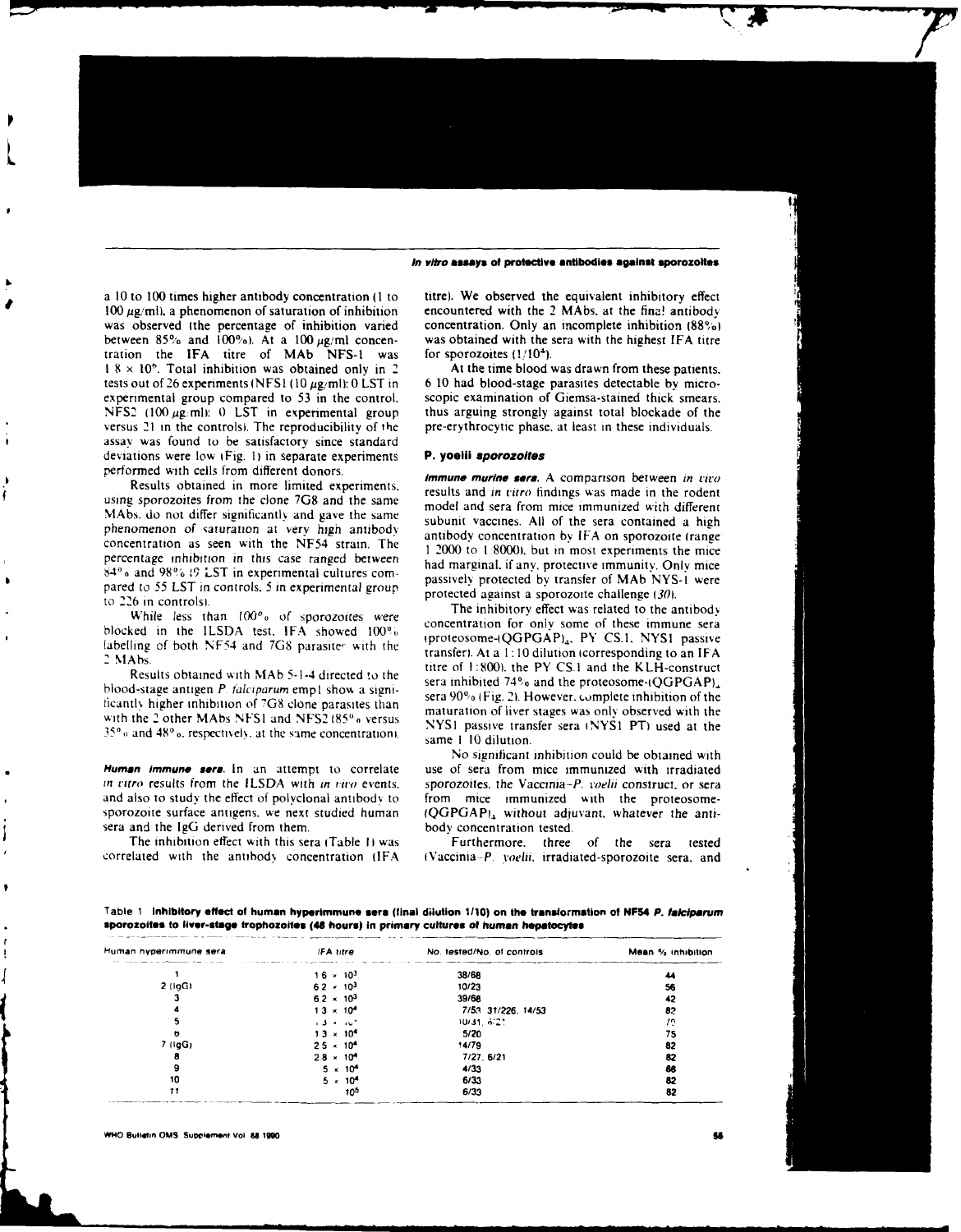a 10 to 100 times higher antibody concentration (1 to 100 μg/ml), a phenomenon of saturation of inhibition was observed (the percentage of inhibition varied between 85% and 100%). At a 100 μg/ml concentration the IFA titre of MAb NFS-1 was $1.8 \times 10^6$. Total inhibition was obtained only in 2 tests out of 26 experiments (NFS1 (10 μg/ml): 0 LST in experimental group compared to 53 in the control, NFS2 (100 μg/ml): 0 LST in experimental group versus 21 in the controls). The reproducibility of the assay was found to be satisfactory since standard deviations were low (Fig. 1) in separate experiments performed with cells from different donors.

Results obtained in more limited experiments, using sporozoites from the clone 7G8 and the same MAbs, do not differ significantly and gave the same phenomenon of saturation at very high antibody concentration as seen with the NF54 strain. The percentage inhibition in this case ranged between 84% and 98% (9 LST in experimental cultures compared to 55 LST in controls, 5 in experimental group to 226 in controls).

While less than 100% of sporozoites were blocked in the ILSDA test, IFA showed 100% labelling of both NF54 and 7G8 parasites with the 2 MAbs.

Results obtained with MAb 5-1-4 directed to the blood-stage antigen *P. falciparum* emp1 show a significantly higher inhibition of 7G8 clone parasites than with the 2 other MAbs NFS1 and NFS2 (85% versus 35% and 48%, respectively, at the same concentration).

***Human immune sera.*** In an attempt to correlate *in vitro* results from the ILSDA with *in vivo* events, and also to study the effect of polyclonal antibody to sporozoite surface antigens, we next studied human sera and the IgG derived from them.

The inhibition effect with this sera (Table 1) was correlated with the antibody concentration (IFA titre). We observed the equivalent inhibitory effect encountered with the 2 MAbs, at the final antibody concentration. Only an incomplete inhibition (88%) was obtained with the sera with the highest IFA titre for sporozoites ($1/10^4$).

At the time blood was drawn from these patients, 6/10 had blood-stage parasites detectable by microscopic examination of Giemsa-stained thick smears, thus arguing strongly against total blockade of the pre-erythrocytic phase, at least in these individuals.

### *P. yoelii* sporozoites

***Immune murine sera.*** A comparison between *in vivo* results and *in vitro* findings was made in the rodent model and sera from mice immunized with different subunit vaccines. All of the sera contained a high antibody concentration by IFA on sporozoite (range 1:2000 to 1:8000), but in most experiments the mice had marginal, if any, protective immunity. Only mice passively protected by transfer of MAb NYS-1 were protected against a sporozoite challenge (*30*).

The inhibitory effect was related to the antibody concentration for only some of these immune sera (proteosome-(QGPGAP)$_4$, PY CS.1, NYS1 passive transfer). At a 1:10 dilution (corresponding to an IFA titre of 1:800), the PY CS.1 and the KLH-construct sera inhibited 74% and the proteosome-(QGPGAP)$_4$ sera 90% (Fig. 2). However, complete inhibition of the maturation of liver stages was only observed with the NYS1 passive transfer sera (NYS1 PT) used at the same 1:10 dilution.

No significant inhibition could be obtained with use of sera from mice immunized with irradiated sporozoites, the Vaccinia-*P. yoelii* construct, or sera from mice immunized with the proteosome-(QGPGAP)$_4$ without adjuvant, whatever the antibody concentration tested.

Furthermore, three of the sera tested (Vaccinia-*P. yoelii*, irradiated-sporozoite sera, and

**Table 1. Inhibitory effect of human hyperimmune sera (final dilution 1/10) on the transformation of NF54 *P. falciparum* sporozoites to liver-stage trophozoites (48 hours) in primary cultures of human hepatocytes**

| Human hyperimmune sera | IFA titre | No. tested/No. of controls | Mean % inhibition |
|---|---|---|---|
| 1 | $1.6 \times 10^3$ | 38/68 | 44 |
| 2 (IgG) | $6.2 \times 10^3$ | 10/23 | 56 |
| 3 | $6.2 \times 10^3$ | 39/68 | 42 |
| 4 | $1.3 \times 10^4$ | 7/53, 31/226, 14/53 | 82 |
| 5 | $1.3 \times 10^4$ | 10/31, 6/21 | 70 |
| 6 | $1.3 \times 10^4$ | 5/20 | 75 |
| 7 (IgG) | $2.5 \times 10^4$ | 14/79 | 82 |
| 8 | $2.8 \times 10^4$ | 7/27, 6/21 | 82 |
| 9 | $5 \times 10^4$ | 4/33 | 88 |
| 10 | $5 \times 10^4$ | 6/33 | 82 |
| 11 | $10^5$ | 6/33 | 82 |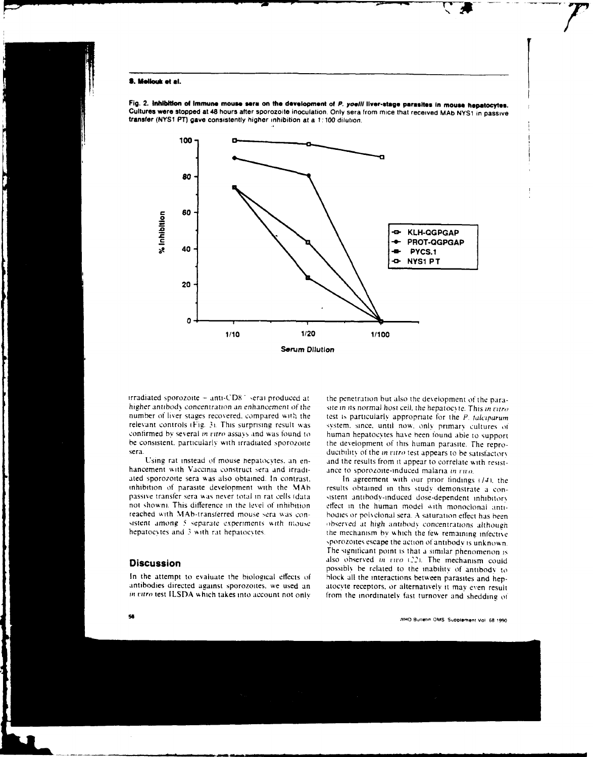Fig. 2. **Inhibition of immune mouse sera on the development of *P. yoelii* liver-stage parasites in mouse hepatocytes.** Cultures were stopped at 48 hours after sporozoite inoculation. Only sera from mice that received MAb NYS1 in passive transfer (NYS1 PT) gave consistently higher inhibition at a 1:100 dilution.

irradiated sporozoite + anti-CD8$^+$ sera) produced at higher antibody concentration an enhancement of the number of liver stages recovered, compared with the relevant controls (Fig. 3). This surprising result was confirmed by several *in vitro* assays and was found to be consistent, particularly with irradiated sporozoite sera.

Using rat instead of mouse hepatocytes, an enhancement with Vaccinia construct sera and irradiated sporozoite sera was also obtained. In contrast, inhibition of parasite development with the MAb passive transfer sera was never total in rat cells (data not shown). This difference in the level of inhibition reached with MAb-transferred mouse sera was consistent among 5 separate experiments with mouse hepatocytes and 3 with rat hepatocytes.

## Discussion

In the attempt to evaluate the biological effects of antibodies directed against sporozoites, we used an *in vitro* test ILSDA which takes into account not only the penetration but also the development of the parasite in its normal host cell, the hepatocyte. This *in vitro* test is particularly appropriate for the *P. falciparum* system, since, until now, only primary cultures of human hepatocytes have been found able to support the development of this human parasite. The reproducibility of the *in vitro* test appears to be satisfactory and the results from it appear to correlate with resistance to sporozoite-induced malaria *in vivo*.

In agreement with our prior findings (*14*), the results obtained in this study demonstrate a consistent antibody-induced dose-dependent inhibitory effect in the human model with monoclonal antibodies or polyclonal sera. A saturation effect has been observed at high antibody concentrations although the mechanism by which the few remaining infective sporozoites escape the action of antibody is unknown. The significant point is that a similar phenomenon is also observed *in vivo* (*22*). The mechanism could possibly be related to the inability of antibody to block all the interactions between parasites and hepatocyte receptors, or alternatively it may even result from the inordinately fast turnover and shedding of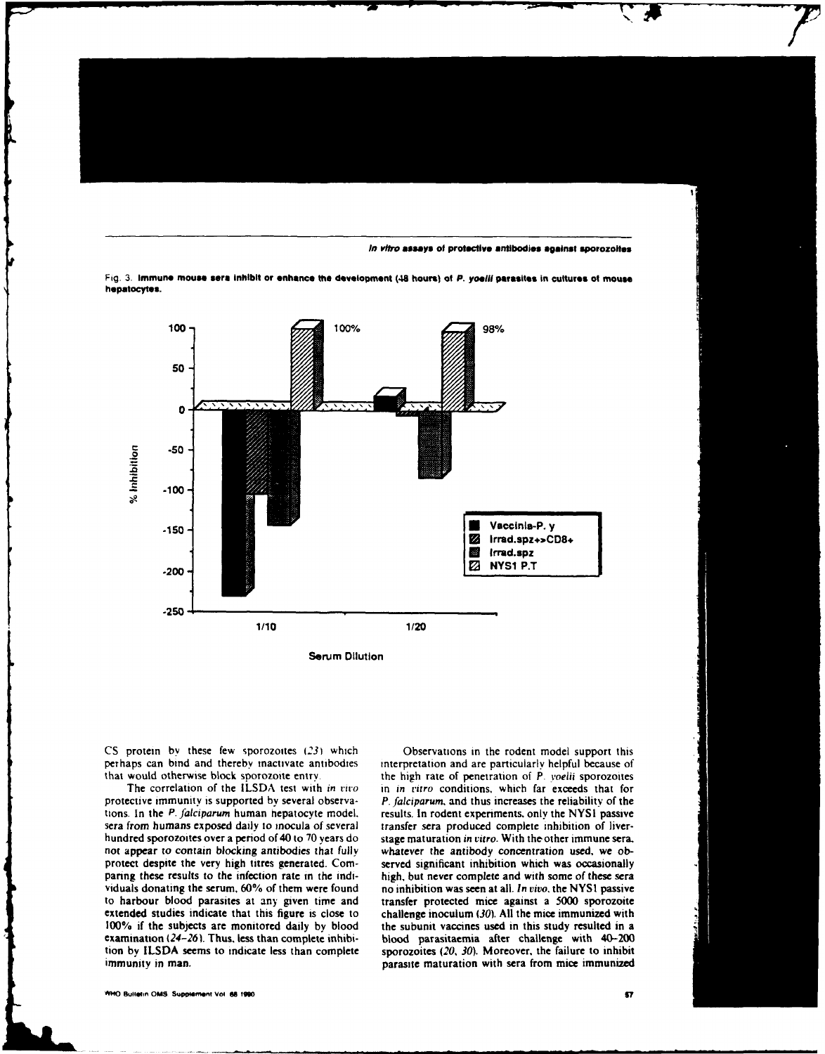Fig. 3. **Immune mouse sera inhibit or enhance the development (48 hours) of *P. yoelii* parasites in cultures of mouse hepatocytes.**

CS protein by these few sporozoites (*23*) which perhaps can bind and thereby inactivate antibodies that would otherwise block sporozoite entry.

The correlation of the ILSDA test with *in vitro* protective immunity is supported by several observations. In the *P. falciparum* human hepatocyte model, sera from humans exposed daily to inocula of several hundred sporozoites over a period of 40 to 70 years do not appear to contain blocking antibodies that fully protect despite the very high titres generated. Comparing these results to the infection rate in the individuals donating the serum, 60% of them were found to harbour blood parasites at any given time and extended studies indicate that this figure is close to 100% if the subjects are monitored daily by blood examination (*24–26*). Thus, less than complete inhibition by ILSDA seems to indicate less than complete immunity in man.

Observations in the rodent model support this interpretation and are particularly helpful because of the high rate of penetration of *P. yoelii* sporozoites in *in vitro* conditions, which far exceeds that for *P. falciparum*, and thus increases the reliability of the results. In rodent experiments, only the NYS1 passive transfer sera produced complete inhibition of liver-stage maturation *in vitro*. With the other immune sera, whatever the antibody concentration used, we observed significant inhibition which was occasionally high, but never complete and with some of these sera no inhibition was seen at all. *In vivo*, the NYS1 passive transfer protected mice against a 5000 sporozoite challenge inoculum (*30*). All the mice immunized with the subunit vaccines used in this study resulted in a blood parasitaemia after challenge with 40–200 sporozoites (*20, 30*). Moreover, the failure to inhibit parasite maturation with sera from mice immunized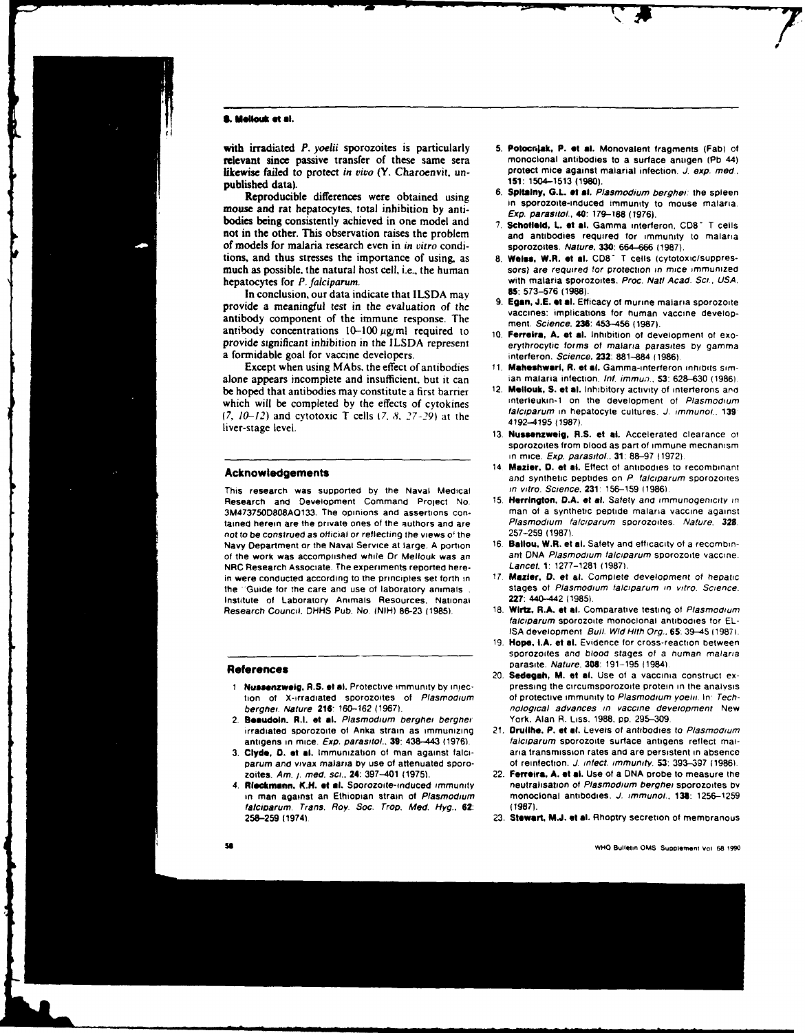with irradiated *P. yoelii* sporozoites is particularly relevant since passive transfer of these same sera likewise failed to protect *in vivo* (Y. Charoenvit, unpublished data).

Reproducible differences were obtained using mouse and rat hepatocytes, total inhibition by antibodies being consistently achieved in one model and not in the other. This observation raises the problem of models for malaria research even in *in vitro* conditions, and thus stresses the importance of using, as much as possible, the natural host cell, i.e., the human hepatocytes for *P. falciparum*.

In conclusion, our data indicate that ILSDA may provide a meaningful test in the evaluation of the antibody component of the immune response. The antibody concentrations 10–100 μg/ml required to provide significant inhibition in the ILSDA represent a formidable goal for vaccine developers.

Except when using MAbs, the effect of antibodies alone appears incomplete and insufficient, but it can be hoped that antibodies may constitute a first barrier which will be completed by the effects of cytokines (*7, 10–12*) and cytotoxic T cells (*7, 8, 27–29*) at the liver-stage level.

## Acknowledgements

This research was supported by the Naval Medical Research and Development Command Project No. 3M473750D808AQ133. The opinions and assertions contained herein are the private ones of the authors and are not to be construed as official or reflecting the views of the Navy Department or the Naval Service at large. A portion of the work was accomplished while Dr Mellouk was an NRC Research Associate. The experiments reported herein were conducted according to the principles set forth in the "Guide for the care and use of laboratory animals", Institute of Laboratory Animals Resources, National Research Council, DHHS Pub. No. (NIH) 86-23 (1985).

## References

1. **Nussenzweig, R.S. et al.** Protective immunity by injection of X-irradiated sporozoites of *Plasmodium berghei*. *Nature*, **216**: 160–162 (1967).
2. **Beaudoin, R.L. et al.** *Plasmodium berghei berghei* irradiated sporozoite of Anka strain as immunizing antigens in mice. *Exp. parasitol.*, **39**: 438–443 (1976).
3. **Clyde, D. et al.** Immunization of man against falciparum and vivax malaria by use of attenuated sporozoites. *Am. j. med. sci.*, **24**: 397–401 (1975).
4. **Rieckmann, K.H. et al.** Sporozoite-induced immunity in man against an Ethiopian strain of *Plasmodium falciparum*. *Trans. Roy. Soc. Trop. Med. Hyg.*, **62**: 258–259 (1974).
5. **Potocnjak, P. et al.** Monovalent fragments (Fab) of monoclonal antibodies to a surface antigen (Pb 44) protect mice against malarial infection. *J. exp. med.*, **151**: 1504–1513 (1980).
6. **Spitalny, G.L. et al.** *Plasmodium berghei*: the spleen in sporozoite-induced immunity to mouse malaria. *Exp. parasitol.*, **40**: 179–188 (1976).
7. **Schofield, L. et al.** Gamma interferon, CD8⁺ T cells and antibodies required for immunity to malaria sporozoites. *Nature*, **330**: 664–666 (1987).
8. **Weiss, W.R. et al.** CD8⁺ T cells (cytotoxic/suppressors) are required for protection in mice immunized with malaria sporozoites. *Proc. Natl Acad. Sci., USA*, **85**: 573–576 (1988).
9. **Egan, J.E. et al.** Efficacy of murine malaria sporozoite vaccines: implications for human vaccine development. *Science*, **236**: 453–456 (1987).
10. **Ferreira, A. et al.** Inhibition of development of exoerythrocytic forms of malaria parasites by gamma interferon. *Science*, **232**: 881–884 (1986).
11. **Maheshwari, R. et al.** Gamma-interferon inhibits simian malaria infection. *Inf. immun.*, **53**: 628–630 (1986).
12. **Mellouk, S. et al.** Inhibitory activity of interferons and interleukin-1 on the development of *Plasmodium falciparum* in hepatocyte cultures. *J. immunol.*, **139**: 4192–4195 (1987).
13. **Nussenzweig, R.S. et al.** Accelerated clearance of sporozoites from blood as part of immune mechanism in mice. *Exp. parasitol.*, **31**: 88–97 (1972).
14. **Mazier, D. et al.** Effect of antibodies to recombinant and synthetic peptides on *P. falciparum* sporozoites in vitro. *Science*, **231**: 156–159 (1986).
15. **Herrington, D.A. et al.** Safety and immunogenicity in man of a synthetic peptide malaria vaccine against *Plasmodium falciparum* sporozoites. *Nature*, **328**: 257–259 (1987).
16. **Ballou, W.R. et al.** Safety and efficacy of a recombinant DNA *Plasmodium falciparum* sporozoite vaccine. *Lancet*, **1**: 1277–1281 (1987).
17. **Mazier, D. et al.** Complete development of hepatic stages of *Plasmodium falciparum in vitro*. *Science*, **227**: 440–442 (1985).
18. **Wirtz, R.A. et al.** Comparative testing of *Plasmodium falciparum* sporozoite monoclonal antibodies for ELISA development. *Bull. Wld Hlth Org.*, **65**: 39–45 (1987).
19. **Hope, I.A. et al.** Evidence for cross-reaction between sporozoites and blood stages of a human malaria parasite. *Nature*, **308**: 191–195 (1984).
20. **Sedegah, M. et al.** Use of a vaccinia construct expressing the circumsporozoite protein in the analysis of protective immunity to *Plasmodium yoelii*. In: *Technological advances in vaccine development*. New York, Alan R. Liss, 1988, pp. 295–309.
21. **Druilhe, P. et al.** Levels of antibodies to *Plasmodium falciparum* sporozoite surface antigens reflect malaria transmission rates and are persistent in absence of reinfection. *J. infect. immunity*, **53**: 393–397 (1986).
22. **Ferreira, A. et al.** Use of a DNA probe to measure the neutralisation of *Plasmodium berghei* sporozoites by monoclonal antibodies. *J. immunol.*, **138**: 1256–1259 (1987).
23. **Stewart, M.J. et al.** Rhoptry secretion of membranous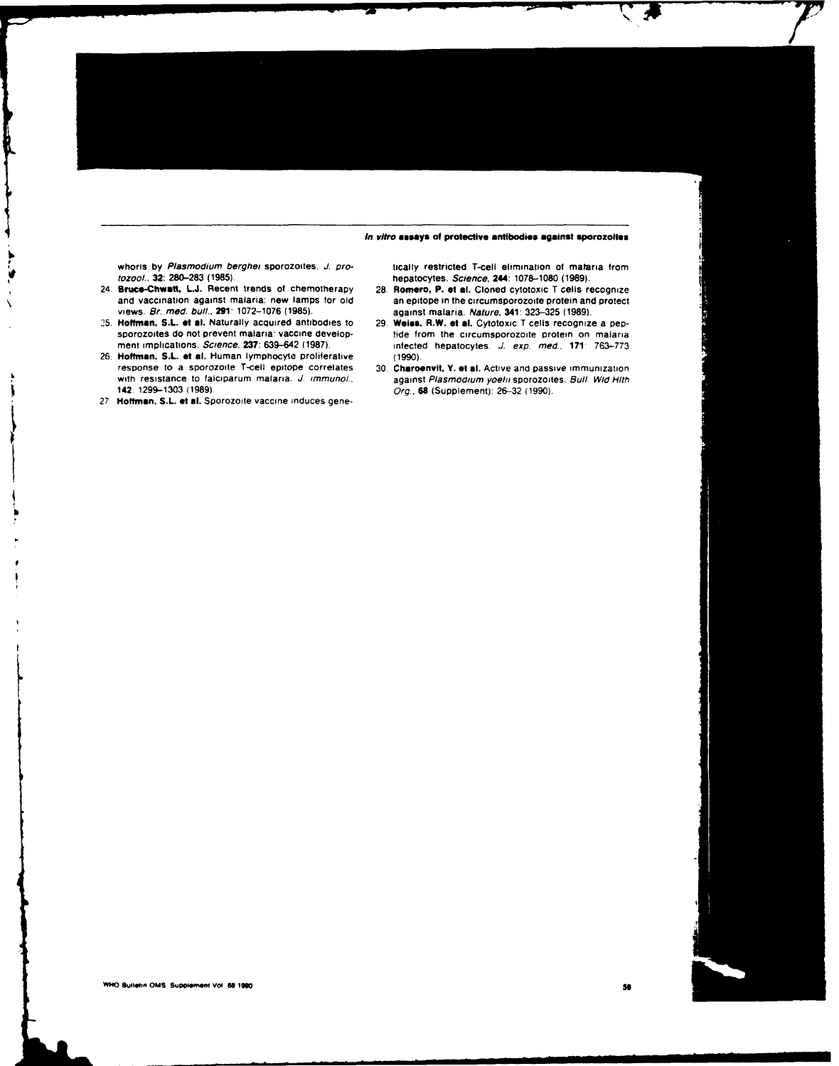whoris by *Plasmodium berghei* sporozoites. *J. protozool.*, **32**: 280–283 (1985).

24. **Bruce-Chwatt, L.J.** Recent trends of chemotherapy and vaccination against malaria: new lamps for old views. *Br. med. bull.*, **291**: 1072–1076 (1985).
25. **Hoffman, S.L. et al.** Naturally acquired antibodies to sporozoites do not prevent malaria: vaccine development implications. *Science*, **237**: 639–642 (1987).
26. **Hoffman, S.L. et al.** Human lymphocyte proliferative response to a sporozoite T-cell epitope correlates with resistance to falciparum malaria. *J. immunol.*, **142**: 1299–1303 (1989).
27. **Hoffman, S.L. et al.** Sporozoite vaccine induces genetically restricted T-cell elimination of malaria from hepatocytes. *Science*, **244**: 1078–1080 (1989).
28. **Romero, P. et al.** Cloned cytotoxic T cells recognize an epitope in the circumsporozoite protein and protect against malaria. *Nature*, **341**: 323–325 (1989).
29. **Weiss, R.W. et al.** Cytotoxic T cells recognize a peptide from the circumsporozoite protein on malaria infected hepatocytes. *J. exp. med.*, **171**: 763–773 (1990).
30. **Charoenvit, Y. et al.** Active and passive immunization against *Plasmodium yoelii* sporozoites. *Bull. Wld Hlth Org.*, **68** (Supplement): 26–32 (1990).